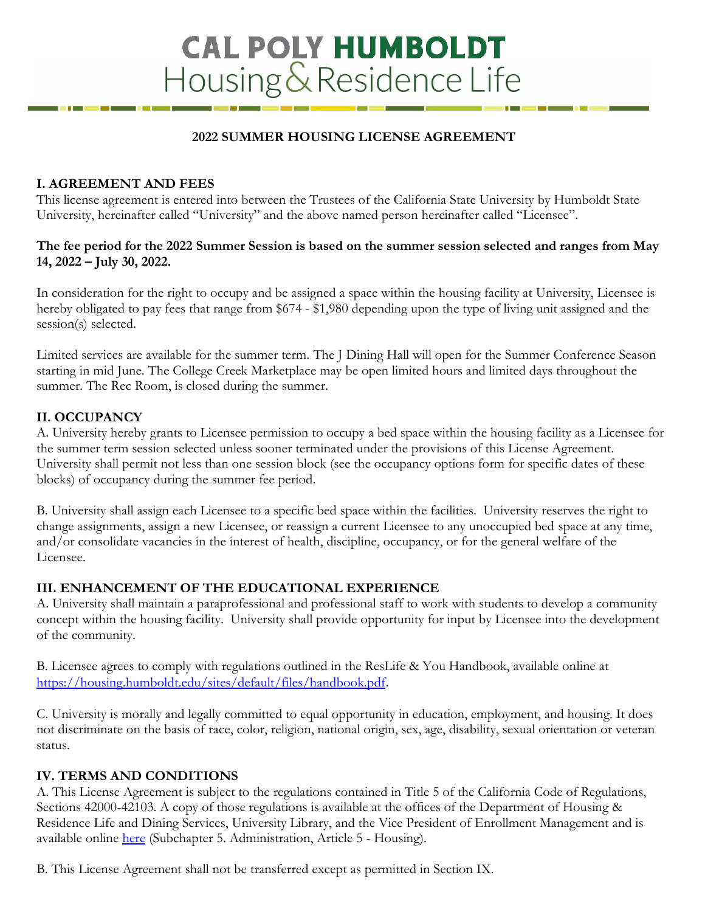# CAL POLY HUMBOLDT
Housing & Residence Life

## 2022 SUMMER HOUSING LICENSE AGREEMENT

### I. AGREEMENT AND FEES

This license agreement is entered into between the Trustees of the California State University by Humboldt State University, hereinafter called "University" and the above named person hereinafter called "Licensee".

**The fee period for the 2022 Summer Session is based on the summer session selected and ranges from May 14, 2022 – July 30, 2022.**

In consideration for the right to occupy and be assigned a space within the housing facility at University, Licensee is hereby obligated to pay fees that range from $674 - $1,980 depending upon the type of living unit assigned and the session(s) selected.

Limited services are available for the summer term. The J Dining Hall will open for the Summer Conference Season starting in mid June. The College Creek Marketplace may be open limited hours and limited days throughout the summer. The Rec Room, is closed during the summer.

### II. OCCUPANCY

A. University hereby grants to Licensee permission to occupy a bed space within the housing facility as a Licensee for the summer term session selected unless sooner terminated under the provisions of this License Agreement. University shall permit not less than one session block (see the occupancy options form for specific dates of these blocks) of occupancy during the summer fee period.

B. University shall assign each Licensee to a specific bed space within the facilities. University reserves the right to change assignments, assign a new Licensee, or reassign a current Licensee to any unoccupied bed space at any time, and/or consolidate vacancies in the interest of health, discipline, occupancy, or for the general welfare of the Licensee.

### III. ENHANCEMENT OF THE EDUCATIONAL EXPERIENCE

A. University shall maintain a paraprofessional and professional staff to work with students to develop a community concept within the housing facility. University shall provide opportunity for input by Licensee into the development of the community.

B. Licensee agrees to comply with regulations outlined in the ResLife & You Handbook, available online at [https://housing.humboldt.edu/sites/default/files/handbook.pdf](https://housing.humboldt.edu/sites/default/files/handbook.pdf).

C. University is morally and legally committed to equal opportunity in education, employment, and housing. It does not discriminate on the basis of race, color, religion, national origin, sex, age, disability, sexual orientation or veteran status.

### IV. TERMS AND CONDITIONS

A. This License Agreement is subject to the regulations contained in Title 5 of the California Code of Regulations, Sections 42000-42103. A copy of those regulations is available at the offices of the Department of Housing & Residence Life and Dining Services, University Library, and the Vice President of Enrollment Management and is available online here (Subchapter 5. Administration, Article 5 - Housing).

B. This License Agreement shall not be transferred except as permitted in Section IX.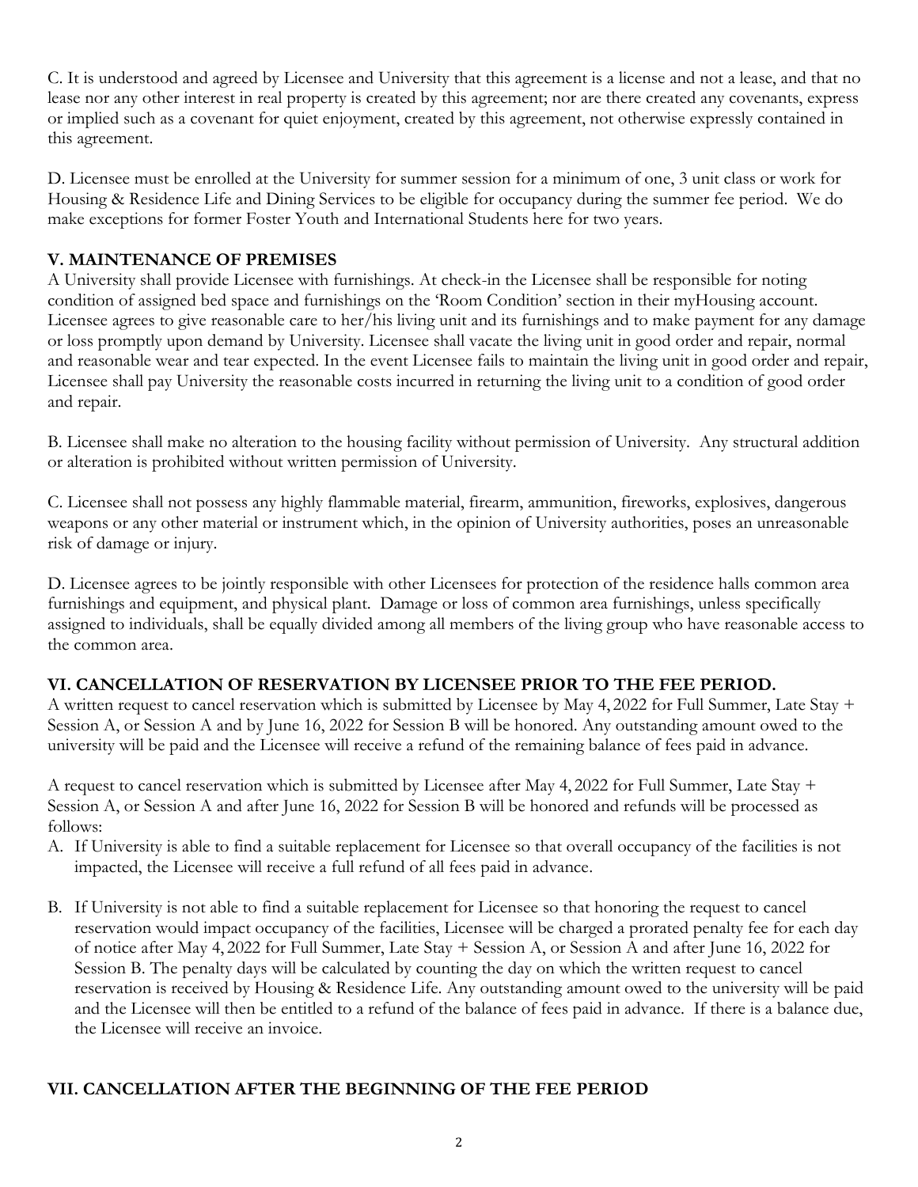C. It is understood and agreed by Licensee and University that this agreement is a license and not a lease, and that no lease nor any other interest in real property is created by this agreement; nor are there created any covenants, express or implied such as a covenant for quiet enjoyment, created by this agreement, not otherwise expressly contained in this agreement.

D. Licensee must be enrolled at the University for summer session for a minimum of one, 3 unit class or work for Housing & Residence Life and Dining Services to be eligible for occupancy during the summer fee period. We do make exceptions for former Foster Youth and International Students here for two years.

## V. MAINTENANCE OF PREMISES

A University shall provide Licensee with furnishings. At check-in the Licensee shall be responsible for noting condition of assigned bed space and furnishings on the 'Room Condition' section in their myHousing account. Licensee agrees to give reasonable care to her/his living unit and its furnishings and to make payment for any damage or loss promptly upon demand by University. Licensee shall vacate the living unit in good order and repair, normal and reasonable wear and tear expected. In the event Licensee fails to maintain the living unit in good order and repair, Licensee shall pay University the reasonable costs incurred in returning the living unit to a condition of good order and repair.

B. Licensee shall make no alteration to the housing facility without permission of University. Any structural addition or alteration is prohibited without written permission of University.

C. Licensee shall not possess any highly flammable material, firearm, ammunition, fireworks, explosives, dangerous weapons or any other material or instrument which, in the opinion of University authorities, poses an unreasonable risk of damage or injury.

D. Licensee agrees to be jointly responsible with other Licensees for protection of the residence halls common area furnishings and equipment, and physical plant. Damage or loss of common area furnishings, unless specifically assigned to individuals, shall be equally divided among all members of the living group who have reasonable access to the common area.

## VI. CANCELLATION OF RESERVATION BY LICENSEE PRIOR TO THE FEE PERIOD.

A written request to cancel reservation which is submitted by Licensee by May 4, 2022 for Full Summer, Late Stay + Session A, or Session A and by June 16, 2022 for Session B will be honored. Any outstanding amount owed to the university will be paid and the Licensee will receive a refund of the remaining balance of fees paid in advance.

A request to cancel reservation which is submitted by Licensee after May 4, 2022 for Full Summer, Late Stay + Session A, or Session A and after June 16, 2022 for Session B will be honored and refunds will be processed as follows:

A. If University is able to find a suitable replacement for Licensee so that overall occupancy of the facilities is not impacted, the Licensee will receive a full refund of all fees paid in advance.

B. If University is not able to find a suitable replacement for Licensee so that honoring the request to cancel reservation would impact occupancy of the facilities, Licensee will be charged a prorated penalty fee for each day of notice after May 4, 2022 for Full Summer, Late Stay + Session A, or Session A and after June 16, 2022 for Session B. The penalty days will be calculated by counting the day on which the written request to cancel reservation is received by Housing & Residence Life. Any outstanding amount owed to the university will be paid and the Licensee will then be entitled to a refund of the balance of fees paid in advance. If there is a balance due, the Licensee will receive an invoice.

## VII. CANCELLATION AFTER THE BEGINNING OF THE FEE PERIOD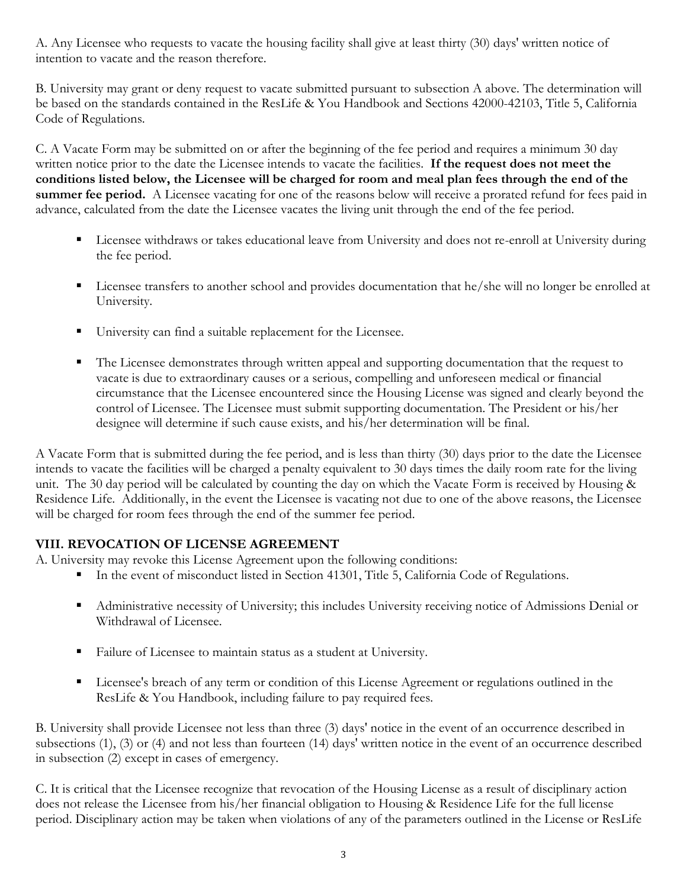A. Any Licensee who requests to vacate the housing facility shall give at least thirty (30) days' written notice of intention to vacate and the reason therefore.

B. University may grant or deny request to vacate submitted pursuant to subsection A above. The determination will be based on the standards contained in the ResLife & You Handbook and Sections 42000-42103, Title 5, California Code of Regulations.

C. A Vacate Form may be submitted on or after the beginning of the fee period and requires a minimum 30 day written notice prior to the date the Licensee intends to vacate the facilities. **If the request does not meet the conditions listed below, the Licensee will be charged for room and meal plan fees through the end of the summer fee period.** A Licensee vacating for one of the reasons below will receive a prorated refund for fees paid in advance, calculated from the date the Licensee vacates the living unit through the end of the fee period.

- Licensee withdraws or takes educational leave from University and does not re-enroll at University during the fee period.
- Licensee transfers to another school and provides documentation that he/she will no longer be enrolled at University.
- University can find a suitable replacement for the Licensee.
- The Licensee demonstrates through written appeal and supporting documentation that the request to vacate is due to extraordinary causes or a serious, compelling and unforeseen medical or financial circumstance that the Licensee encountered since the Housing License was signed and clearly beyond the control of Licensee. The Licensee must submit supporting documentation. The President or his/her designee will determine if such cause exists, and his/her determination will be final.

A Vacate Form that is submitted during the fee period, and is less than thirty (30) days prior to the date the Licensee intends to vacate the facilities will be charged a penalty equivalent to 30 days times the daily room rate for the living unit. The 30 day period will be calculated by counting the day on which the Vacate Form is received by Housing & Residence Life. Additionally, in the event the Licensee is vacating not due to one of the above reasons, the Licensee will be charged for room fees through the end of the summer fee period.

## VIII. REVOCATION OF LICENSE AGREEMENT

A. University may revoke this License Agreement upon the following conditions:

- In the event of misconduct listed in Section 41301, Title 5, California Code of Regulations.
- Administrative necessity of University; this includes University receiving notice of Admissions Denial or Withdrawal of Licensee.
- Failure of Licensee to maintain status as a student at University.
- Licensee's breach of any term or condition of this License Agreement or regulations outlined in the ResLife & You Handbook, including failure to pay required fees.

B. University shall provide Licensee not less than three (3) days' notice in the event of an occurrence described in subsections (1), (3) or (4) and not less than fourteen (14) days' written notice in the event of an occurrence described in subsection (2) except in cases of emergency.

C. It is critical that the Licensee recognize that revocation of the Housing License as a result of disciplinary action does not release the Licensee from his/her financial obligation to Housing & Residence Life for the full license period. Disciplinary action may be taken when violations of any of the parameters outlined in the License or ResLife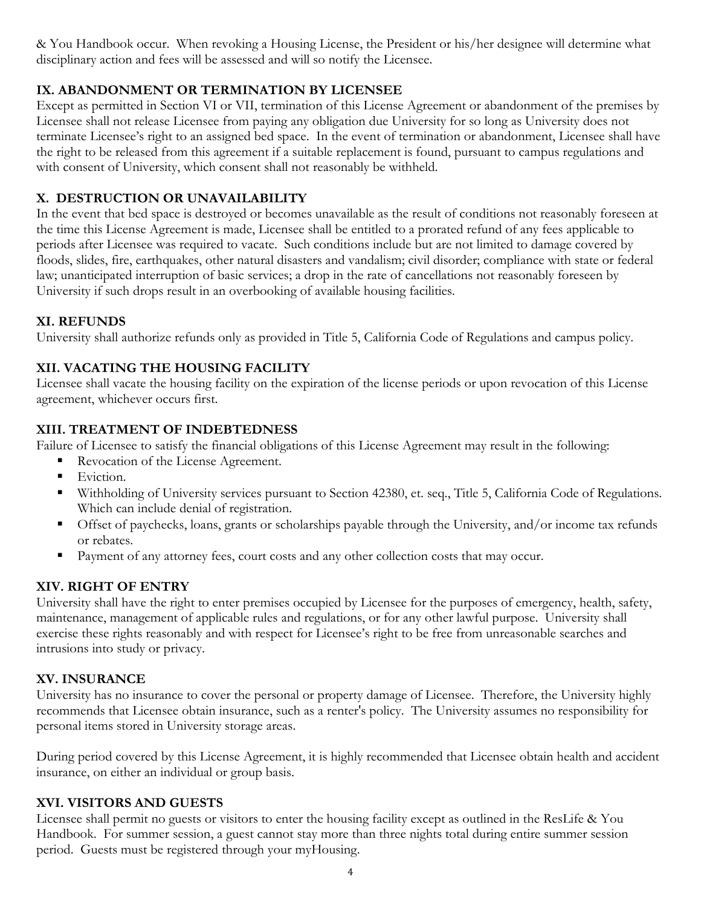& You Handbook occur. When revoking a Housing License, the President or his/her designee will determine what disciplinary action and fees will be assessed and will so notify the Licensee.

## IX. ABANDONMENT OR TERMINATION BY LICENSEE

Except as permitted in Section VI or VII, termination of this License Agreement or abandonment of the premises by Licensee shall not release Licensee from paying any obligation due University for so long as University does not terminate Licensee's right to an assigned bed space. In the event of termination or abandonment, Licensee shall have the right to be released from this agreement if a suitable replacement is found, pursuant to campus regulations and with consent of University, which consent shall not reasonably be withheld.

## X. DESTRUCTION OR UNAVAILABILITY

In the event that bed space is destroyed or becomes unavailable as the result of conditions not reasonably foreseen at the time this License Agreement is made, Licensee shall be entitled to a prorated refund of any fees applicable to periods after Licensee was required to vacate. Such conditions include but are not limited to damage covered by floods, slides, fire, earthquakes, other natural disasters and vandalism; civil disorder; compliance with state or federal law; unanticipated interruption of basic services; a drop in the rate of cancellations not reasonably foreseen by University if such drops result in an overbooking of available housing facilities.

## XI. REFUNDS

University shall authorize refunds only as provided in Title 5, California Code of Regulations and campus policy.

## XII. VACATING THE HOUSING FACILITY

Licensee shall vacate the housing facility on the expiration of the license periods or upon revocation of this License agreement, whichever occurs first.

## XIII. TREATMENT OF INDEBTEDNESS

Failure of Licensee to satisfy the financial obligations of this License Agreement may result in the following:

- Revocation of the License Agreement.
- Eviction.
- Withholding of University services pursuant to Section 42380, et. seq., Title 5, California Code of Regulations. Which can include denial of registration.
- Offset of paychecks, loans, grants or scholarships payable through the University, and/or income tax refunds or rebates.
- Payment of any attorney fees, court costs and any other collection costs that may occur.

## XIV. RIGHT OF ENTRY

University shall have the right to enter premises occupied by Licensee for the purposes of emergency, health, safety, maintenance, management of applicable rules and regulations, or for any other lawful purpose. University shall exercise these rights reasonably and with respect for Licensee's right to be free from unreasonable searches and intrusions into study or privacy.

## XV. INSURANCE

University has no insurance to cover the personal or property damage of Licensee. Therefore, the University highly recommends that Licensee obtain insurance, such as a renter's policy. The University assumes no responsibility for personal items stored in University storage areas.

During period covered by this License Agreement, it is highly recommended that Licensee obtain health and accident insurance, on either an individual or group basis.

## XVI. VISITORS AND GUESTS

Licensee shall permit no guests or visitors to enter the housing facility except as outlined in the ResLife & You Handbook. For summer session, a guest cannot stay more than three nights total during entire summer session period. Guests must be registered through your myHousing.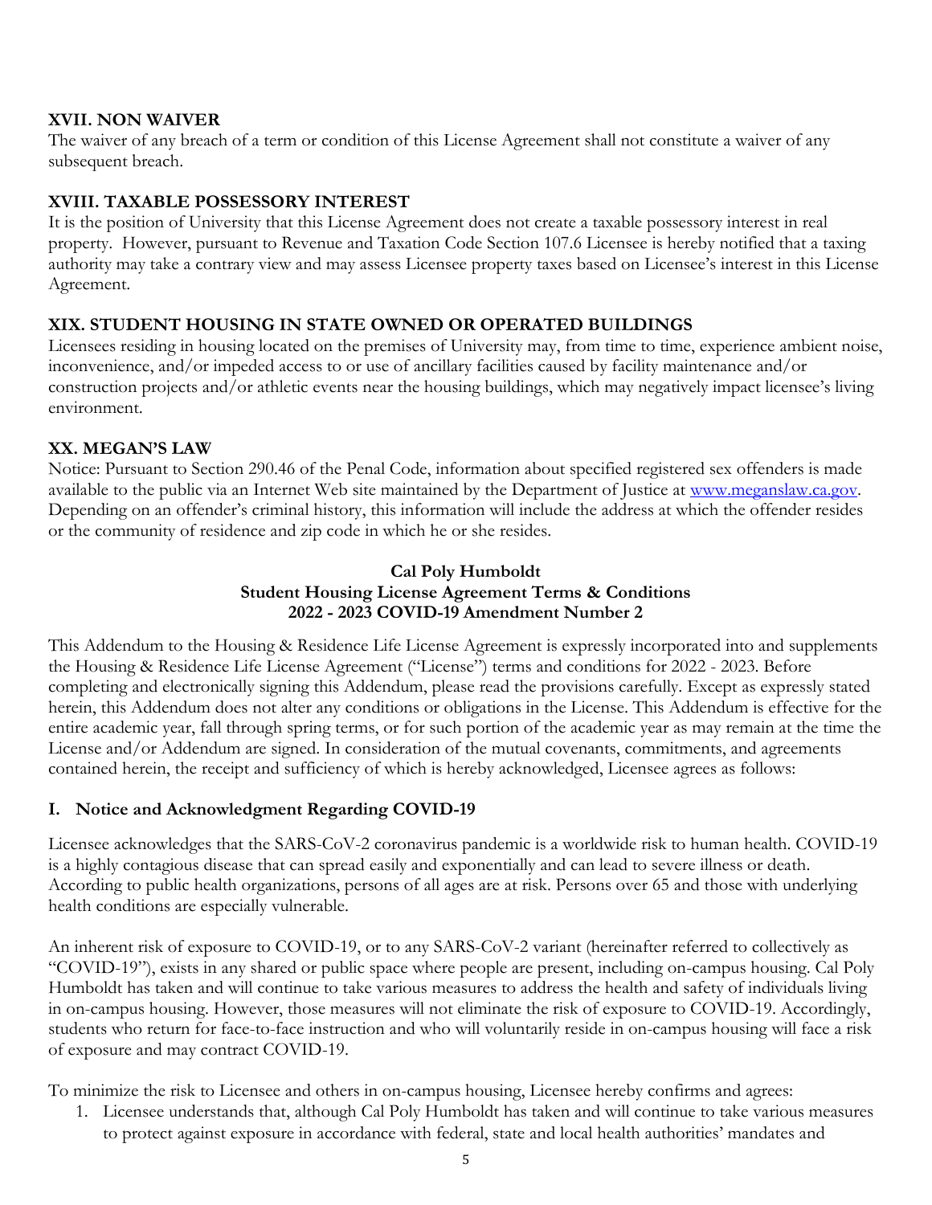### XVII. NON WAIVER

The waiver of any breach of a term or condition of this License Agreement shall not constitute a waiver of any subsequent breach.

### XVIII. TAXABLE POSSESSORY INTEREST

It is the position of University that this License Agreement does not create a taxable possessory interest in real property. However, pursuant to Revenue and Taxation Code Section 107.6 Licensee is hereby notified that a taxing authority may take a contrary view and may assess Licensee property taxes based on Licensee's interest in this License Agreement.

### XIX. STUDENT HOUSING IN STATE OWNED OR OPERATED BUILDINGS

Licensees residing in housing located on the premises of University may, from time to time, experience ambient noise, inconvenience, and/or impeded access to or use of ancillary facilities caused by facility maintenance and/or construction projects and/or athletic events near the housing buildings, which may negatively impact licensee's living environment.

### XX. MEGAN'S LAW

Notice: Pursuant to Section 290.46 of the Penal Code, information about specified registered sex offenders is made available to the public via an Internet Web site maintained by the Department of Justice at [www.meganslaw.ca.gov](http://www.meganslaw.ca.gov). Depending on an offender's criminal history, this information will include the address at which the offender resides or the community of residence and zip code in which he or she resides.

## Cal Poly Humboldt
## Student Housing License Agreement Terms & Conditions
## 2022 - 2023 COVID-19 Amendment Number 2

This Addendum to the Housing & Residence Life License Agreement is expressly incorporated into and supplements the Housing & Residence Life License Agreement ("License") terms and conditions for 2022 - 2023. Before completing and electronically signing this Addendum, please read the provisions carefully. Except as expressly stated herein, this Addendum does not alter any conditions or obligations in the License. This Addendum is effective for the entire academic year, fall through spring terms, or for such portion of the academic year as may remain at the time the License and/or Addendum are signed. In consideration of the mutual covenants, commitments, and agreements contained herein, the receipt and sufficiency of which is hereby acknowledged, Licensee agrees as follows:

### I. Notice and Acknowledgment Regarding COVID-19

Licensee acknowledges that the SARS-CoV-2 coronavirus pandemic is a worldwide risk to human health. COVID-19 is a highly contagious disease that can spread easily and exponentially and can lead to severe illness or death. According to public health organizations, persons of all ages are at risk. Persons over 65 and those with underlying health conditions are especially vulnerable.

An inherent risk of exposure to COVID-19, or to any SARS-CoV-2 variant (hereinafter referred to collectively as "COVID-19"), exists in any shared or public space where people are present, including on-campus housing. Cal Poly Humboldt has taken and will continue to take various measures to address the health and safety of individuals living in on-campus housing. However, those measures will not eliminate the risk of exposure to COVID-19. Accordingly, students who return for face-to-face instruction and who will voluntarily reside in on-campus housing will face a risk of exposure and may contract COVID-19.

To minimize the risk to Licensee and others in on-campus housing, Licensee hereby confirms and agrees:

1. Licensee understands that, although Cal Poly Humboldt has taken and will continue to take various measures to protect against exposure in accordance with federal, state and local health authorities' mandates and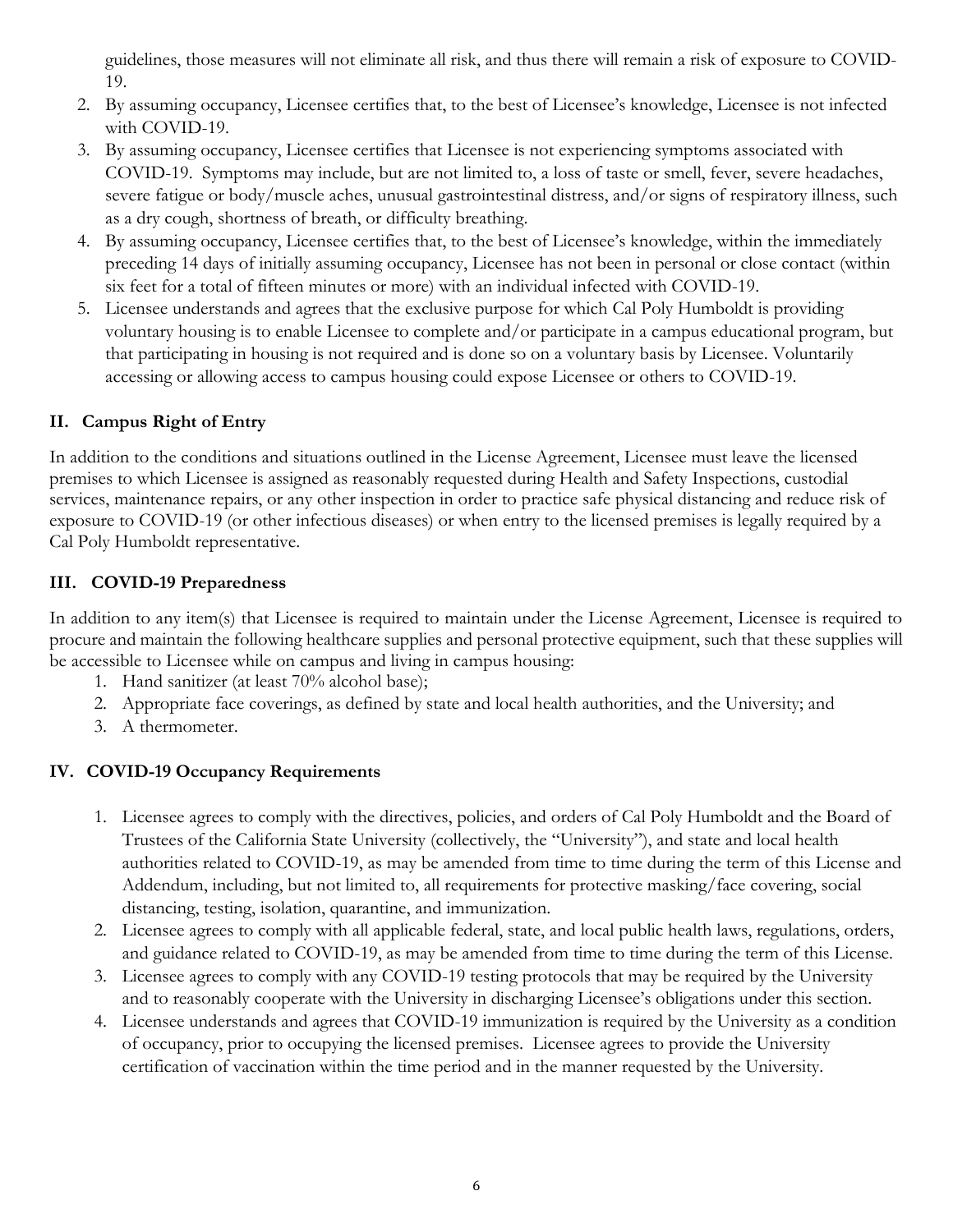guidelines, those measures will not eliminate all risk, and thus there will remain a risk of exposure to COVID-19.

2. By assuming occupancy, Licensee certifies that, to the best of Licensee's knowledge, Licensee is not infected with COVID-19.
3. By assuming occupancy, Licensee certifies that Licensee is not experiencing symptoms associated with COVID-19. Symptoms may include, but are not limited to, a loss of taste or smell, fever, severe headaches, severe fatigue or body/muscle aches, unusual gastrointestinal distress, and/or signs of respiratory illness, such as a dry cough, shortness of breath, or difficulty breathing.
4. By assuming occupancy, Licensee certifies that, to the best of Licensee's knowledge, within the immediately preceding 14 days of initially assuming occupancy, Licensee has not been in personal or close contact (within six feet for a total of fifteen minutes or more) with an individual infected with COVID-19.
5. Licensee understands and agrees that the exclusive purpose for which Cal Poly Humboldt is providing voluntary housing is to enable Licensee to complete and/or participate in a campus educational program, but that participating in housing is not required and is done so on a voluntary basis by Licensee. Voluntarily accessing or allowing access to campus housing could expose Licensee or others to COVID-19.

## II. Campus Right of Entry

In addition to the conditions and situations outlined in the License Agreement, Licensee must leave the licensed premises to which Licensee is assigned as reasonably requested during Health and Safety Inspections, custodial services, maintenance repairs, or any other inspection in order to practice safe physical distancing and reduce risk of exposure to COVID-19 (or other infectious diseases) or when entry to the licensed premises is legally required by a Cal Poly Humboldt representative.

## III. COVID-19 Preparedness

In addition to any item(s) that Licensee is required to maintain under the License Agreement, Licensee is required to procure and maintain the following healthcare supplies and personal protective equipment, such that these supplies will be accessible to Licensee while on campus and living in campus housing:

1. Hand sanitizer (at least 70% alcohol base);
2. Appropriate face coverings, as defined by state and local health authorities, and the University; and
3. A thermometer.

## IV. COVID-19 Occupancy Requirements

1. Licensee agrees to comply with the directives, policies, and orders of Cal Poly Humboldt and the Board of Trustees of the California State University (collectively, the "University"), and state and local health authorities related to COVID-19, as may be amended from time to time during the term of this License and Addendum, including, but not limited to, all requirements for protective masking/face covering, social distancing, testing, isolation, quarantine, and immunization.
2. Licensee agrees to comply with all applicable federal, state, and local public health laws, regulations, orders, and guidance related to COVID-19, as may be amended from time to time during the term of this License.
3. Licensee agrees to comply with any COVID-19 testing protocols that may be required by the University and to reasonably cooperate with the University in discharging Licensee's obligations under this section.
4. Licensee understands and agrees that COVID-19 immunization is required by the University as a condition of occupancy, prior to occupying the licensed premises. Licensee agrees to provide the University certification of vaccination within the time period and in the manner requested by the University.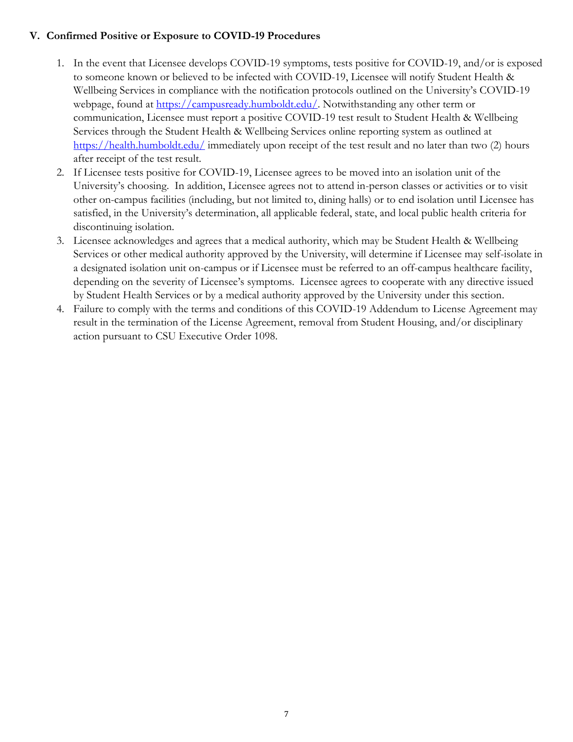## V. Confirmed Positive or Exposure to COVID-19 Procedures

1. In the event that Licensee develops COVID-19 symptoms, tests positive for COVID-19, and/or is exposed to someone known or believed to be infected with COVID-19, Licensee will notify Student Health & Wellbeing Services in compliance with the notification protocols outlined on the University's COVID-19 webpage, found at [https://campusready.humboldt.edu/](https://campusready.humboldt.edu/). Notwithstanding any other term or communication, Licensee must report a positive COVID-19 test result to Student Health & Wellbeing Services through the Student Health & Wellbeing Services online reporting system as outlined at [https://health.humboldt.edu/](https://health.humboldt.edu/) immediately upon receipt of the test result and no later than two (2) hours after receipt of the test result.
2. If Licensee tests positive for COVID-19, Licensee agrees to be moved into an isolation unit of the University's choosing. In addition, Licensee agrees not to attend in-person classes or activities or to visit other on-campus facilities (including, but not limited to, dining halls) or to end isolation until Licensee has satisfied, in the University's determination, all applicable federal, state, and local public health criteria for discontinuing isolation.
3. Licensee acknowledges and agrees that a medical authority, which may be Student Health & Wellbeing Services or other medical authority approved by the University, will determine if Licensee may self-isolate in a designated isolation unit on-campus or if Licensee must be referred to an off-campus healthcare facility, depending on the severity of Licensee's symptoms. Licensee agrees to cooperate with any directive issued by Student Health Services or by a medical authority approved by the University under this section.
4. Failure to comply with the terms and conditions of this COVID-19 Addendum to License Agreement may result in the termination of the License Agreement, removal from Student Housing, and/or disciplinary action pursuant to CSU Executive Order 1098.